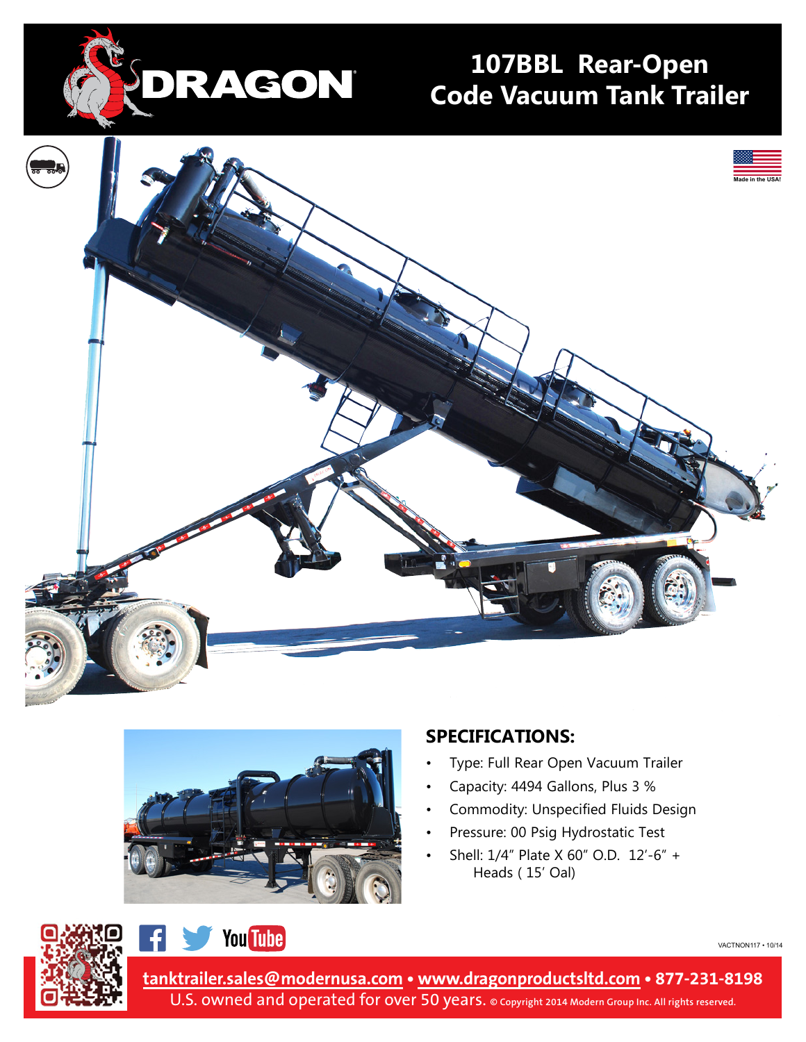# DRAGON

# 107BBL Rear-Open Code Vacuum Tank Trailer

Made in the USA!

## SPECIFICATIONS:

- Type: Full Rear Open Vacuum Trailer
- Capacity: 4494 Gallons, Plus 3 %
- Commodity: Unspecified Fluids Design
- Pressure: 00 Psig Hydrostatic Test
- Shell: 1/4" Plate X 60" O.D. 12'-6" + Heads ( 15' Oal)

VACTNON117 • 10/14

tanktrailer.sales@modernusa.com • www.dragonproductsltd.com • 877-231-8198

U.S. owned and operated for over 50 years. © Copyright 2014 Modern Group Inc. All rights reserved.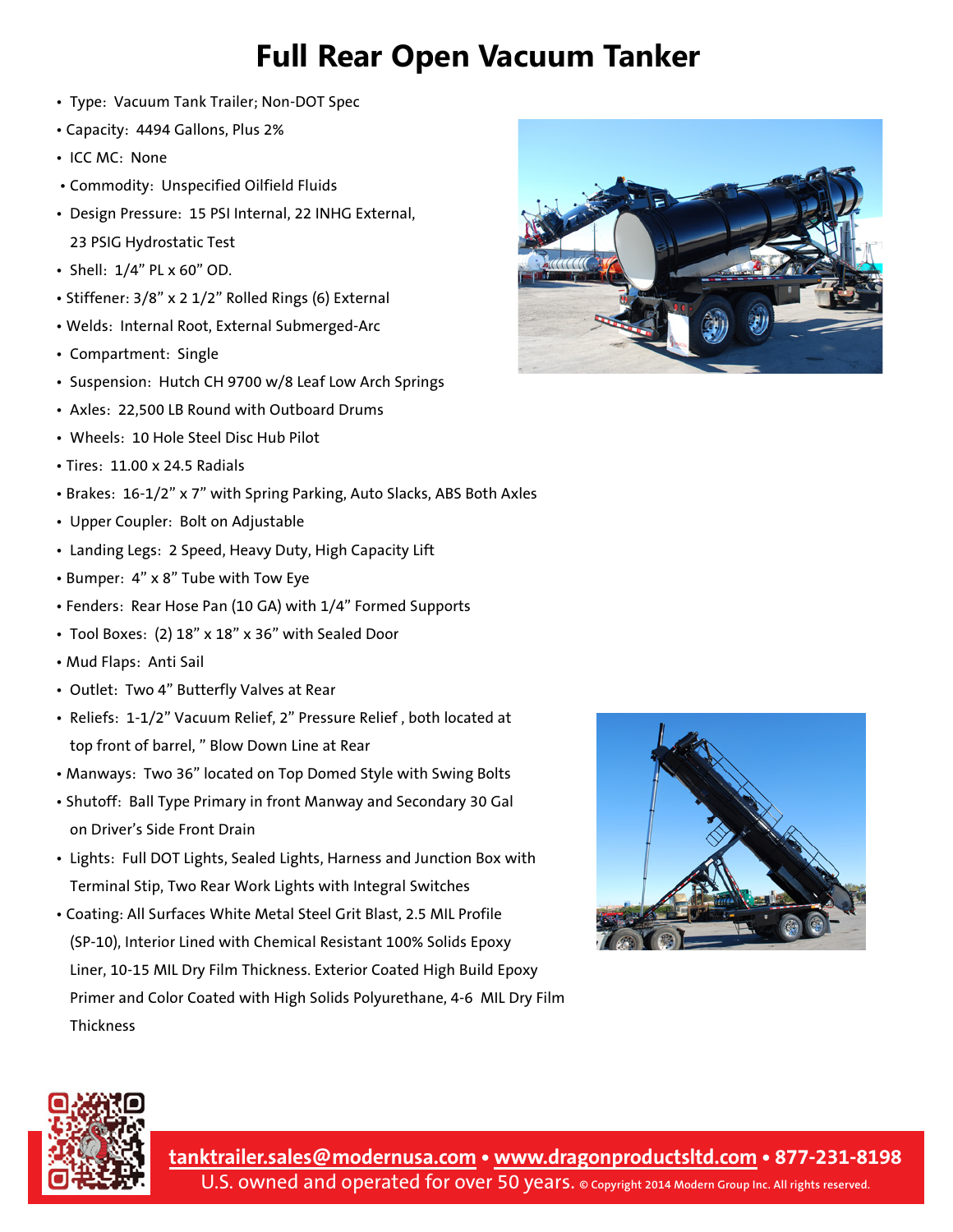# Full Rear Open Vacuum Tanker

- Type: Vacuum Tank Trailer; Non-DOT Spec
- Capacity: 4494 Gallons, Plus 2%
- ICC MC: None
- Commodity: Unspecified Oilfield Fluids
- Design Pressure: 15 PSI Internal, 22 INHG External, 23 PSIG Hydrostatic Test
- Shell: 1/4" PL x 60" OD.
- Stiffener: 3/8" x 2 1/2" Rolled Rings (6) External
- Welds: Internal Root, External Submerged-Arc
- Compartment: Single
- Suspension: Hutch CH 9700 w/8 Leaf Low Arch Springs
- Axles: 22,500 LB Round with Outboard Drums
- Wheels: 10 Hole Steel Disc Hub Pilot
- Tires: 11.00 x 24.5 Radials
- Brakes: 16-1/2" x 7" with Spring Parking, Auto Slacks, ABS Both Axles
- Upper Coupler: Bolt on Adjustable
- Landing Legs: 2 Speed, Heavy Duty, High Capacity Lift
- Bumper: 4" x 8" Tube with Tow Eye
- Fenders: Rear Hose Pan (10 GA) with 1/4" Formed Supports
- Tool Boxes: (2) 18" x 18" x 36" with Sealed Door
- Mud Flaps: Anti Sail
- Outlet: Two 4" Butterfly Valves at Rear
- Reliefs: 1-1/2" Vacuum Relief, 2" Pressure Relief , both located at top front of barrel, " Blow Down Line at Rear
- Manways: Two 36" located on Top Domed Style with Swing Bolts
- Shutoff: Ball Type Primary in front Manway and Secondary 30 Gal on Driver's Side Front Drain
- Lights: Full DOT Lights, Sealed Lights, Harness and Junction Box with Terminal Stip, Two Rear Work Lights with Integral Switches
- Coating: All Surfaces White Metal Steel Grit Blast, 2.5 MIL Profile (SP-10), Interior Lined with Chemical Resistant 100% Solids Epoxy Liner, 10-15 MIL Dry Film Thickness. Exterior Coated High Build Epoxy Primer and Color Coated with High Solids Polyurethane, 4-6 MIL Dry Film Thickness

tanktrailer.sales@modernusa.com • www.dragonproductsltd.com • 877-231-8198
U.S. owned and operated for over 50 years. © Copyright 2014 Modern Group Inc. All rights reserved.